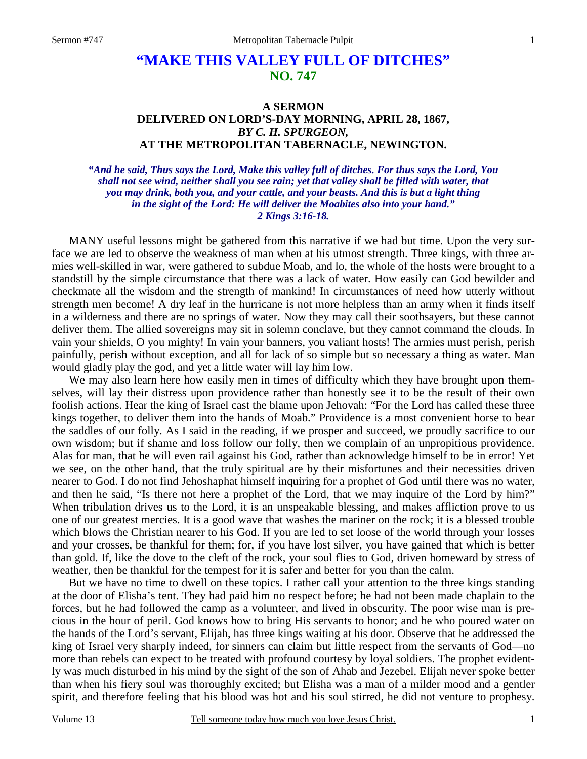# "MAKE THIS VALLEY FULL OF DITCHES"
## NO. 747

### A SERMON
### DELIVERED ON LORD'S-DAY MORNING, APRIL 28, 1867,
### *BY C. H. SPURGEON,*
### AT THE METROPOLITAN TABERNACLE, NEWINGTON.

***"And he said, Thus says the Lord, Make this valley full of ditches. For thus says the Lord, You shall not see wind, neither shall you see rain; yet that valley shall be filled with water, that you may drink, both you, and your cattle, and your beasts. And this is but a light thing in the sight of the Lord: He will deliver the Moabites also into your hand." 2 Kings 3:16-18.***

MANY useful lessons might be gathered from this narrative if we had but time. Upon the very surface we are led to observe the weakness of man when at his utmost strength. Three kings, with three armies well-skilled in war, were gathered to subdue Moab, and lo, the whole of the hosts were brought to a standstill by the simple circumstance that there was a lack of water. How easily can God bewilder and checkmate all the wisdom and the strength of mankind! In circumstances of need how utterly without strength men become! A dry leaf in the hurricane is not more helpless than an army when it finds itself in a wilderness and there are no springs of water. Now they may call their soothsayers, but these cannot deliver them. The allied sovereigns may sit in solemn conclave, but they cannot command the clouds. In vain your shields, O you mighty! In vain your banners, you valiant hosts! The armies must perish, perish painfully, perish without exception, and all for lack of so simple but so necessary a thing as water. Man would gladly play the god, and yet a little water will lay him low.

We may also learn here how easily men in times of difficulty which they have brought upon themselves, will lay their distress upon providence rather than honestly see it to be the result of their own foolish actions. Hear the king of Israel cast the blame upon Jehovah: "For the Lord has called these three kings together, to deliver them into the hands of Moab." Providence is a most convenient horse to bear the saddles of our folly. As I said in the reading, if we prosper and succeed, we proudly sacrifice to our own wisdom; but if shame and loss follow our folly, then we complain of an unpropitious providence. Alas for man, that he will even rail against his God, rather than acknowledge himself to be in error! Yet we see, on the other hand, that the truly spiritual are by their misfortunes and their necessities driven nearer to God. I do not find Jehoshaphat himself inquiring for a prophet of God until there was no water, and then he said, "Is there not here a prophet of the Lord, that we may inquire of the Lord by him?" When tribulation drives us to the Lord, it is an unspeakable blessing, and makes affliction prove to us one of our greatest mercies. It is a good wave that washes the mariner on the rock; it is a blessed trouble which blows the Christian nearer to his God. If you are led to set loose of the world through your losses and your crosses, be thankful for them; for, if you have lost silver, you have gained that which is better than gold. If, like the dove to the cleft of the rock, your soul flies to God, driven homeward by stress of weather, then be thankful for the tempest for it is safer and better for you than the calm.

But we have no time to dwell on these topics. I rather call your attention to the three kings standing at the door of Elisha's tent. They had paid him no respect before; he had not been made chaplain to the forces, but he had followed the camp as a volunteer, and lived in obscurity. The poor wise man is precious in the hour of peril. God knows how to bring His servants to honor; and he who poured water on the hands of the Lord's servant, Elijah, has three kings waiting at his door. Observe that he addressed the king of Israel very sharply indeed, for sinners can claim but little respect from the servants of God—no more than rebels can expect to be treated with profound courtesy by loyal soldiers. The prophet evidently was much disturbed in his mind by the sight of the son of Ahab and Jezebel. Elijah never spoke better than when his fiery soul was thoroughly excited; but Elisha was a man of a milder mood and a gentler spirit, and therefore feeling that his blood was hot and his soul stirred, he did not venture to prophesy.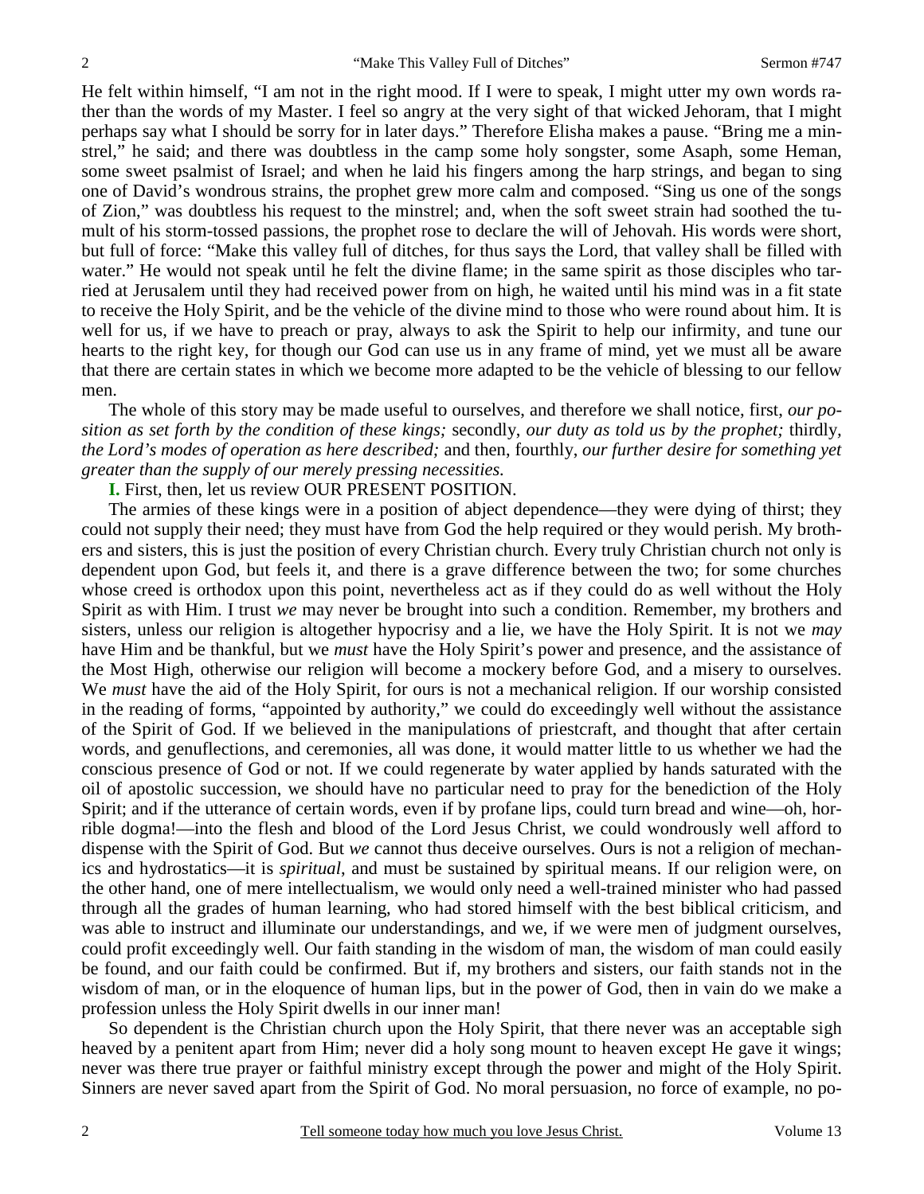He felt within himself, "I am not in the right mood. If I were to speak, I might utter my own words rather than the words of my Master. I feel so angry at the very sight of that wicked Jehoram, that I might perhaps say what I should be sorry for in later days." Therefore Elisha makes a pause. "Bring me a minstrel," he said; and there was doubtless in the camp some holy songster, some Asaph, some Heman, some sweet psalmist of Israel; and when he laid his fingers among the harp strings, and began to sing one of David's wondrous strains, the prophet grew more calm and composed. "Sing us one of the songs of Zion," was doubtless his request to the minstrel; and, when the soft sweet strain had soothed the tumult of his storm-tossed passions, the prophet rose to declare the will of Jehovah. His words were short, but full of force: "Make this valley full of ditches, for thus says the Lord, that valley shall be filled with water." He would not speak until he felt the divine flame; in the same spirit as those disciples who tarried at Jerusalem until they had received power from on high, he waited until his mind was in a fit state to receive the Holy Spirit, and be the vehicle of the divine mind to those who were round about him. It is well for us, if we have to preach or pray, always to ask the Spirit to help our infirmity, and tune our hearts to the right key, for though our God can use us in any frame of mind, yet we must all be aware that there are certain states in which we become more adapted to be the vehicle of blessing to our fellow men.

The whole of this story may be made useful to ourselves, and therefore we shall notice, first, *our position as set forth by the condition of these kings;* secondly, *our duty as told us by the prophet;* thirdly, *the Lord's modes of operation as here described;* and then, fourthly, *our further desire for something yet greater than the supply of our merely pressing necessities.*

**I.** First, then, let us review OUR PRESENT POSITION.

The armies of these kings were in a position of abject dependence—they were dying of thirst; they could not supply their need; they must have from God the help required or they would perish. My brothers and sisters, this is just the position of every Christian church. Every truly Christian church not only is dependent upon God, but feels it, and there is a grave difference between the two; for some churches whose creed is orthodox upon this point, nevertheless act as if they could do as well without the Holy Spirit as with Him. I trust *we* may never be brought into such a condition. Remember, my brothers and sisters, unless our religion is altogether hypocrisy and a lie, we have the Holy Spirit. It is not we *may* have Him and be thankful, but we *must* have the Holy Spirit's power and presence, and the assistance of the Most High, otherwise our religion will become a mockery before God, and a misery to ourselves. We *must* have the aid of the Holy Spirit, for ours is not a mechanical religion. If our worship consisted in the reading of forms, "appointed by authority," we could do exceedingly well without the assistance of the Spirit of God. If we believed in the manipulations of priestcraft, and thought that after certain words, and genuflections, and ceremonies, all was done, it would matter little to us whether we had the conscious presence of God or not. If we could regenerate by water applied by hands saturated with the oil of apostolic succession, we should have no particular need to pray for the benediction of the Holy Spirit; and if the utterance of certain words, even if by profane lips, could turn bread and wine—oh, horrible dogma!—into the flesh and blood of the Lord Jesus Christ, we could wondrously well afford to dispense with the Spirit of God. But *we* cannot thus deceive ourselves. Ours is not a religion of mechanics and hydrostatics—it is *spiritual*, and must be sustained by spiritual means. If our religion were, on the other hand, one of mere intellectualism, we would only need a well-trained minister who had passed through all the grades of human learning, who had stored himself with the best biblical criticism, and was able to instruct and illuminate our understandings, and we, if we were men of judgment ourselves, could profit exceedingly well. Our faith standing in the wisdom of man, the wisdom of man could easily be found, and our faith could be confirmed. But if, my brothers and sisters, our faith stands not in the wisdom of man, or in the eloquence of human lips, but in the power of God, then in vain do we make a profession unless the Holy Spirit dwells in our inner man!

So dependent is the Christian church upon the Holy Spirit, that there never was an acceptable sigh heaved by a penitent apart from Him; never did a holy song mount to heaven except He gave it wings; never was there true prayer or faithful ministry except through the power and might of the Holy Spirit. Sinners are never saved apart from the Spirit of God. No moral persuasion, no force of example, no po-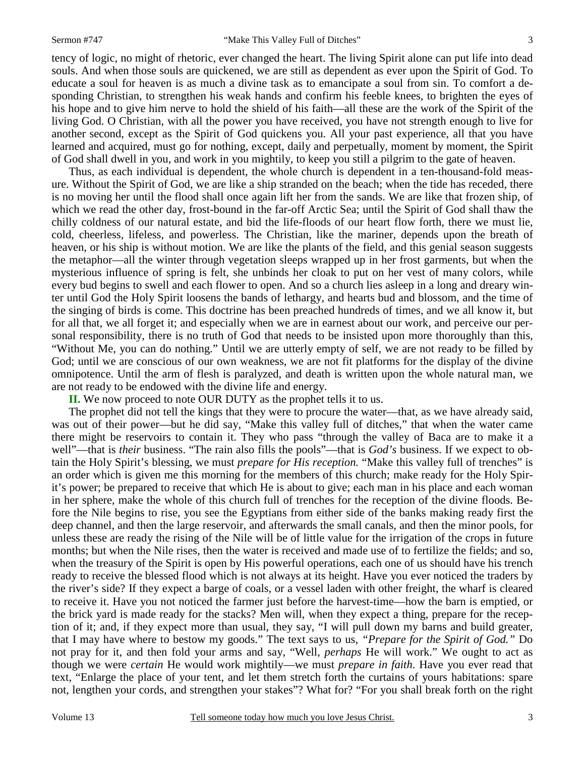tency of logic, no might of rhetoric, ever changed the heart. The living Spirit alone can put life into dead souls. And when those souls are quickened, we are still as dependent as ever upon the Spirit of God. To educate a soul for heaven is as much a divine task as to emancipate a soul from sin. To comfort a desponding Christian, to strengthen his weak hands and confirm his feeble knees, to brighten the eyes of his hope and to give him nerve to hold the shield of his faith—all these are the work of the Spirit of the living God. O Christian, with all the power you have received, you have not strength enough to live for another second, except as the Spirit of God quickens you. All your past experience, all that you have learned and acquired, must go for nothing, except, daily and perpetually, moment by moment, the Spirit of God shall dwell in you, and work in you mightily, to keep you still a pilgrim to the gate of heaven.

Thus, as each individual is dependent, the whole church is dependent in a ten-thousand-fold measure. Without the Spirit of God, we are like a ship stranded on the beach; when the tide has receded, there is no moving her until the flood shall once again lift her from the sands. We are like that frozen ship, of which we read the other day, frost-bound in the far-off Arctic Sea; until the Spirit of God shall thaw the chilly coldness of our natural estate, and bid the life-floods of our heart flow forth, there we must lie, cold, cheerless, lifeless, and powerless. The Christian, like the mariner, depends upon the breath of heaven, or his ship is without motion. We are like the plants of the field, and this genial season suggests the metaphor—all the winter through vegetation sleeps wrapped up in her frost garments, but when the mysterious influence of spring is felt, she unbinds her cloak to put on her vest of many colors, while every bud begins to swell and each flower to open. And so a church lies asleep in a long and dreary winter until God the Holy Spirit loosens the bands of lethargy, and hearts bud and blossom, and the time of the singing of birds is come. This doctrine has been preached hundreds of times, and we all know it, but for all that, we all forget it; and especially when we are in earnest about our work, and perceive our personal responsibility, there is no truth of God that needs to be insisted upon more thoroughly than this, "Without Me, you can do nothing." Until we are utterly empty of self, we are not ready to be filled by God; until we are conscious of our own weakness, we are not fit platforms for the display of the divine omnipotence. Until the arm of flesh is paralyzed, and death is written upon the whole natural man, we are not ready to be endowed with the divine life and energy.

**II.** We now proceed to note OUR DUTY as the prophet tells it to us.

The prophet did not tell the kings that they were to procure the water—that, as we have already said, was out of their power—but he did say, "Make this valley full of ditches," that when the water came there might be reservoirs to contain it. They who pass "through the valley of Baca are to make it a well"—that is *their* business. "The rain also fills the pools"—that is *God's* business. If we expect to obtain the Holy Spirit's blessing, we must *prepare for His reception.* "Make this valley full of trenches" is an order which is given me this morning for the members of this church; make ready for the Holy Spirit's power; be prepared to receive that which He is about to give; each man in his place and each woman in her sphere, make the whole of this church full of trenches for the reception of the divine floods. Before the Nile begins to rise, you see the Egyptians from either side of the banks making ready first the deep channel, and then the large reservoir, and afterwards the small canals, and then the minor pools, for unless these are ready the rising of the Nile will be of little value for the irrigation of the crops in future months; but when the Nile rises, then the water is received and made use of to fertilize the fields; and so, when the treasury of the Spirit is open by His powerful operations, each one of us should have his trench ready to receive the blessed flood which is not always at its height. Have you ever noticed the traders by the river's side? If they expect a barge of coals, or a vessel laden with other freight, the wharf is cleared to receive it. Have you not noticed the farmer just before the harvest-time—how the barn is emptied, or the brick yard is made ready for the stacks? Men will, when they expect a thing, prepare for the reception of it; and, if they expect more than usual, they say, "I will pull down my barns and build greater, that I may have where to bestow my goods." The text says to us, *"Prepare for the Spirit of God."* Do not pray for it, and then fold your arms and say, "Well, *perhaps* He will work." We ought to act as though we were *certain* He would work mightily—we must *prepare in faith*. Have you ever read that text, "Enlarge the place of your tent, and let them stretch forth the curtains of yours habitations: spare not, lengthen your cords, and strengthen your stakes"? What for? "For you shall break forth on the right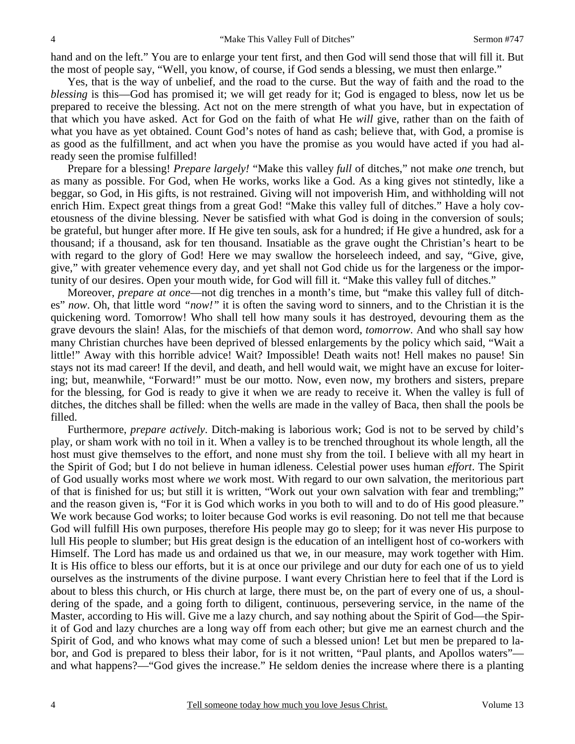hand and on the left." You are to enlarge your tent first, and then God will send those that will fill it. But the most of people say, "Well, you know, of course, if God sends a blessing, we must then enlarge."

Yes, that is the way of unbelief, and the road to the curse. But the way of faith and the road to the *blessing* is this—God has promised it; we will get ready for it; God is engaged to bless, now let us be prepared to receive the blessing. Act not on the mere strength of what you have, but in expectation of that which you have asked. Act for God on the faith of what He *will* give, rather than on the faith of what you have as yet obtained. Count God's notes of hand as cash; believe that, with God, a promise is as good as the fulfillment, and act when you have the promise as you would have acted if you had already seen the promise fulfilled!

Prepare for a blessing! *Prepare largely!* "Make this valley *full* of ditches," not make *one* trench, but as many as possible. For God, when He works, works like a God. As a king gives not stintedly, like a beggar, so God, in His gifts, is not restrained. Giving will not impoverish Him, and withholding will not enrich Him. Expect great things from a great God! "Make this valley full of ditches." Have a holy covetousness of the divine blessing. Never be satisfied with what God is doing in the conversion of souls; be grateful, but hunger after more. If He give ten souls, ask for a hundred; if He give a hundred, ask for a thousand; if a thousand, ask for ten thousand. Insatiable as the grave ought the Christian's heart to be with regard to the glory of God! Here we may swallow the horseleech indeed, and say, "Give, give, give," with greater vehemence every day, and yet shall not God chide us for the largeness or the importunity of our desires. Open your mouth wide, for God will fill it. "Make this valley full of ditches."

Moreover, *prepare at once*—not dig trenches in a month's time, but "make this valley full of ditches" *now*. Oh, that little word *"now!"* it is often the saving word to sinners, and to the Christian it is the quickening word. Tomorrow! Who shall tell how many souls it has destroyed, devouring them as the grave devours the slain! Alas, for the mischiefs of that demon word, *tomorrow*. And who shall say how many Christian churches have been deprived of blessed enlargements by the policy which said, "Wait a little!" Away with this horrible advice! Wait? Impossible! Death waits not! Hell makes no pause! Sin stays not its mad career! If the devil, and death, and hell would wait, we might have an excuse for loitering; but, meanwhile, "Forward!" must be our motto. Now, even now, my brothers and sisters, prepare for the blessing, for God is ready to give it when we are ready to receive it. When the valley is full of ditches, the ditches shall be filled: when the wells are made in the valley of Baca, then shall the pools be filled.

Furthermore, *prepare actively*. Ditch-making is laborious work; God is not to be served by child's play, or sham work with no toil in it. When a valley is to be trenched throughout its whole length, all the host must give themselves to the effort, and none must shy from the toil. I believe with all my heart in the Spirit of God; but I do not believe in human idleness. Celestial power uses human *effort*. The Spirit of God usually works most where *we* work most. With regard to our own salvation, the meritorious part of that is finished for us; but still it is written, "Work out your own salvation with fear and trembling;" and the reason given is, "For it is God which works in you both to will and to do of His good pleasure." We work because God works; to loiter because God works is evil reasoning. Do not tell me that because God will fulfill His own purposes, therefore His people may go to sleep; for it was never His purpose to lull His people to slumber; but His great design is the education of an intelligent host of co-workers with Himself. The Lord has made us and ordained us that we, in our measure, may work together with Him. It is His office to bless our efforts, but it is at once our privilege and our duty for each one of us to yield ourselves as the instruments of the divine purpose. I want every Christian here to feel that if the Lord is about to bless this church, or His church at large, there must be, on the part of every one of us, a shouldering of the spade, and a going forth to diligent, continuous, persevering service, in the name of the Master, according to His will. Give me a lazy church, and say nothing about the Spirit of God—the Spirit of God and lazy churches are a long way off from each other; but give me an earnest church and the Spirit of God, and who knows what may come of such a blessed union! Let but men be prepared to labor, and God is prepared to bless their labor, for is it not written, "Paul plants, and Apollos waters"—and what happens?—"God gives the increase." He seldom denies the increase where there is a planting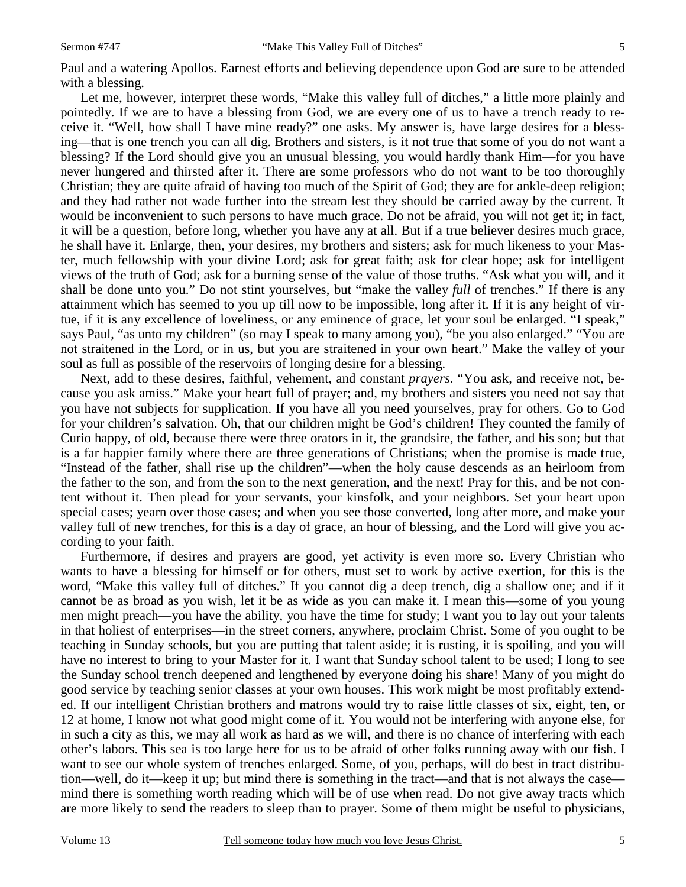Paul and a watering Apollos. Earnest efforts and believing dependence upon God are sure to be attended with a blessing.

Let me, however, interpret these words, "Make this valley full of ditches," a little more plainly and pointedly. If we are to have a blessing from God, we are every one of us to have a trench ready to receive it. "Well, how shall I have mine ready?" one asks. My answer is, have large desires for a blessing—that is one trench you can all dig. Brothers and sisters, is it not true that some of you do not want a blessing? If the Lord should give you an unusual blessing, you would hardly thank Him—for you have never hungered and thirsted after it. There are some professors who do not want to be too thoroughly Christian; they are quite afraid of having too much of the Spirit of God; they are for ankle-deep religion; and they had rather not wade further into the stream lest they should be carried away by the current. It would be inconvenient to such persons to have much grace. Do not be afraid, you will not get it; in fact, it will be a question, before long, whether you have any at all. But if a true believer desires much grace, he shall have it. Enlarge, then, your desires, my brothers and sisters; ask for much likeness to your Master, much fellowship with your divine Lord; ask for great faith; ask for clear hope; ask for intelligent views of the truth of God; ask for a burning sense of the value of those truths. "Ask what you will, and it shall be done unto you." Do not stint yourselves, but "make the valley *full* of trenches." If there is any attainment which has seemed to you up till now to be impossible, long after it. If it is any height of virtue, if it is any excellence of loveliness, or any eminence of grace, let your soul be enlarged. "I speak," says Paul, "as unto my children" (so may I speak to many among you), "be you also enlarged." "You are not straitened in the Lord, or in us, but you are straitened in your own heart." Make the valley of your soul as full as possible of the reservoirs of longing desire for a blessing.

Next, add to these desires, faithful, vehement, and constant *prayers*. "You ask, and receive not, because you ask amiss." Make your heart full of prayer; and, my brothers and sisters you need not say that you have not subjects for supplication. If you have all you need yourselves, pray for others. Go to God for your children's salvation. Oh, that our children might be God's children! They counted the family of Curio happy, of old, because there were three orators in it, the grandsire, the father, and his son; but that is a far happier family where there are three generations of Christians; when the promise is made true, "Instead of the father, shall rise up the children"—when the holy cause descends as an heirloom from the father to the son, and from the son to the next generation, and the next! Pray for this, and be not content without it. Then plead for your servants, your kinsfolk, and your neighbors. Set your heart upon special cases; yearn over those cases; and when you see those converted, long after more, and make your valley full of new trenches, for this is a day of grace, an hour of blessing, and the Lord will give you according to your faith.

Furthermore, if desires and prayers are good, yet activity is even more so. Every Christian who wants to have a blessing for himself or for others, must set to work by active exertion, for this is the word, "Make this valley full of ditches." If you cannot dig a deep trench, dig a shallow one; and if it cannot be as broad as you wish, let it be as wide as you can make it. I mean this—some of you young men might preach—you have the ability, you have the time for study; I want you to lay out your talents in that holiest of enterprises—in the street corners, anywhere, proclaim Christ. Some of you ought to be teaching in Sunday schools, but you are putting that talent aside; it is rusting, it is spoiling, and you will have no interest to bring to your Master for it. I want that Sunday school talent to be used; I long to see the Sunday school trench deepened and lengthened by everyone doing his share! Many of you might do good service by teaching senior classes at your own houses. This work might be most profitably extended. If our intelligent Christian brothers and matrons would try to raise little classes of six, eight, ten, or 12 at home, I know not what good might come of it. You would not be interfering with anyone else, for in such a city as this, we may all work as hard as we will, and there is no chance of interfering with each other's labors. This sea is too large here for us to be afraid of other folks running away with our fish. I want to see our whole system of trenches enlarged. Some, of you, perhaps, will do best in tract distribution—well, do it—keep it up; but mind there is something in the tract—and that is not always the case—mind there is something worth reading which will be of use when read. Do not give away tracts which are more likely to send the readers to sleep than to prayer. Some of them might be useful to physicians,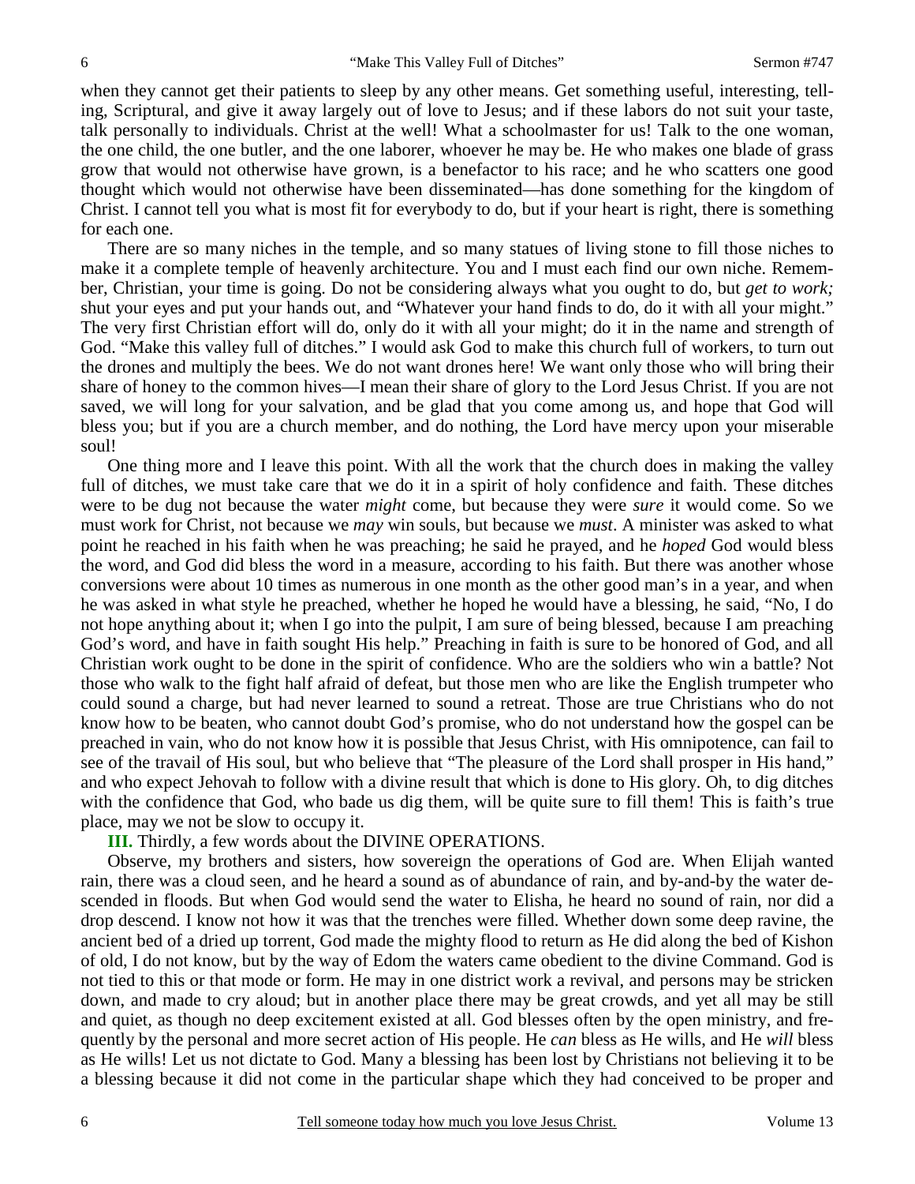when they cannot get their patients to sleep by any other means. Get something useful, interesting, telling, Scriptural, and give it away largely out of love to Jesus; and if these labors do not suit your taste, talk personally to individuals. Christ at the well! What a schoolmaster for us! Talk to the one woman, the one child, the one butler, and the one laborer, whoever he may be. He who makes one blade of grass grow that would not otherwise have grown, is a benefactor to his race; and he who scatters one good thought which would not otherwise have been disseminated—has done something for the kingdom of Christ. I cannot tell you what is most fit for everybody to do, but if your heart is right, there is something for each one.

There are so many niches in the temple, and so many statues of living stone to fill those niches to make it a complete temple of heavenly architecture. You and I must each find our own niche. Remember, Christian, your time is going. Do not be considering always what you ought to do, but *get to work;* shut your eyes and put your hands out, and "Whatever your hand finds to do, do it with all your might." The very first Christian effort will do, only do it with all your might; do it in the name and strength of God. "Make this valley full of ditches." I would ask God to make this church full of workers, to turn out the drones and multiply the bees. We do not want drones here! We want only those who will bring their share of honey to the common hives—I mean their share of glory to the Lord Jesus Christ. If you are not saved, we will long for your salvation, and be glad that you come among us, and hope that God will bless you; but if you are a church member, and do nothing, the Lord have mercy upon your miserable soul!

One thing more and I leave this point. With all the work that the church does in making the valley full of ditches, we must take care that we do it in a spirit of holy confidence and faith. These ditches were to be dug not because the water *might* come, but because they were *sure* it would come. So we must work for Christ, not because we *may* win souls, but because we *must*. A minister was asked to what point he reached in his faith when he was preaching; he said he prayed, and he *hoped* God would bless the word, and God did bless the word in a measure, according to his faith. But there was another whose conversions were about 10 times as numerous in one month as the other good man's in a year, and when he was asked in what style he preached, whether he hoped he would have a blessing, he said, "No, I do not hope anything about it; when I go into the pulpit, I am sure of being blessed, because I am preaching God's word, and have in faith sought His help." Preaching in faith is sure to be honored of God, and all Christian work ought to be done in the spirit of confidence. Who are the soldiers who win a battle? Not those who walk to the fight half afraid of defeat, but those men who are like the English trumpeter who could sound a charge, but had never learned to sound a retreat. Those are true Christians who do not know how to be beaten, who cannot doubt God's promise, who do not understand how the gospel can be preached in vain, who do not know how it is possible that Jesus Christ, with His omnipotence, can fail to see of the travail of His soul, but who believe that "The pleasure of the Lord shall prosper in His hand," and who expect Jehovah to follow with a divine result that which is done to His glory. Oh, to dig ditches with the confidence that God, who bade us dig them, will be quite sure to fill them! This is faith's true place, may we not be slow to occupy it.

**III.** Thirdly, a few words about the DIVINE OPERATIONS.

Observe, my brothers and sisters, how sovereign the operations of God are. When Elijah wanted rain, there was a cloud seen, and he heard a sound as of abundance of rain, and by-and-by the water descended in floods. But when God would send the water to Elisha, he heard no sound of rain, nor did a drop descend. I know not how it was that the trenches were filled. Whether down some deep ravine, the ancient bed of a dried up torrent, God made the mighty flood to return as He did along the bed of Kishon of old, I do not know, but by the way of Edom the waters came obedient to the divine Command. God is not tied to this or that mode or form. He may in one district work a revival, and persons may be stricken down, and made to cry aloud; but in another place there may be great crowds, and yet all may be still and quiet, as though no deep excitement existed at all. God blesses often by the open ministry, and frequently by the personal and more secret action of His people. He *can* bless as He wills, and He *will* bless as He wills! Let us not dictate to God. Many a blessing has been lost by Christians not believing it to be a blessing because it did not come in the particular shape which they had conceived to be proper and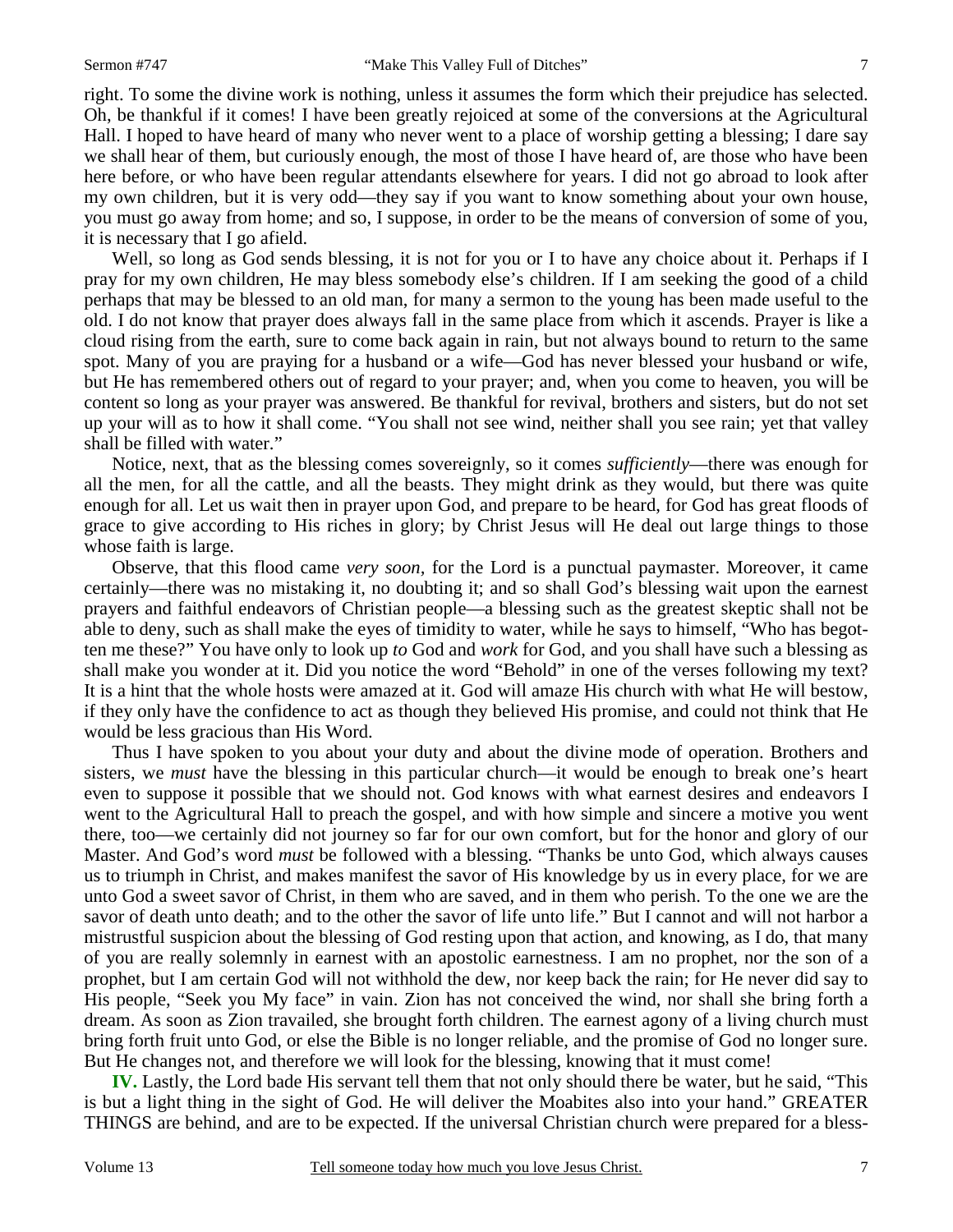right. To some the divine work is nothing, unless it assumes the form which their prejudice has selected. Oh, be thankful if it comes! I have been greatly rejoiced at some of the conversions at the Agricultural Hall. I hoped to have heard of many who never went to a place of worship getting a blessing; I dare say we shall hear of them, but curiously enough, the most of those I have heard of, are those who have been here before, or who have been regular attendants elsewhere for years. I did not go abroad to look after my own children, but it is very odd—they say if you want to know something about your own house, you must go away from home; and so, I suppose, in order to be the means of conversion of some of you, it is necessary that I go afield.

Well, so long as God sends blessing, it is not for you or I to have any choice about it. Perhaps if I pray for my own children, He may bless somebody else's children. If I am seeking the good of a child perhaps that may be blessed to an old man, for many a sermon to the young has been made useful to the old. I do not know that prayer does always fall in the same place from which it ascends. Prayer is like a cloud rising from the earth, sure to come back again in rain, but not always bound to return to the same spot. Many of you are praying for a husband or a wife—God has never blessed your husband or wife, but He has remembered others out of regard to your prayer; and, when you come to heaven, you will be content so long as your prayer was answered. Be thankful for revival, brothers and sisters, but do not set up your will as to how it shall come. "You shall not see wind, neither shall you see rain; yet that valley shall be filled with water."

Notice, next, that as the blessing comes sovereignly, so it comes *sufficiently*—there was enough for all the men, for all the cattle, and all the beasts. They might drink as they would, but there was quite enough for all. Let us wait then in prayer upon God, and prepare to be heard, for God has great floods of grace to give according to His riches in glory; by Christ Jesus will He deal out large things to those whose faith is large.

Observe, that this flood came *very soon,* for the Lord is a punctual paymaster. Moreover, it came certainly—there was no mistaking it, no doubting it; and so shall God's blessing wait upon the earnest prayers and faithful endeavors of Christian people—a blessing such as the greatest skeptic shall not be able to deny, such as shall make the eyes of timidity to water, while he says to himself, "Who has begotten me these?" You have only to look up *to* God and *work* for God, and you shall have such a blessing as shall make you wonder at it. Did you notice the word "Behold" in one of the verses following my text? It is a hint that the whole hosts were amazed at it. God will amaze His church with what He will bestow, if they only have the confidence to act as though they believed His promise, and could not think that He would be less gracious than His Word.

Thus I have spoken to you about your duty and about the divine mode of operation. Brothers and sisters, we *must* have the blessing in this particular church—it would be enough to break one's heart even to suppose it possible that we should not. God knows with what earnest desires and endeavors I went to the Agricultural Hall to preach the gospel, and with how simple and sincere a motive you went there, too—we certainly did not journey so far for our own comfort, but for the honor and glory of our Master. And God's word *must* be followed with a blessing. "Thanks be unto God, which always causes us to triumph in Christ, and makes manifest the savor of His knowledge by us in every place, for we are unto God a sweet savor of Christ, in them who are saved, and in them who perish. To the one we are the savor of death unto death; and to the other the savor of life unto life." But I cannot and will not harbor a mistrustful suspicion about the blessing of God resting upon that action, and knowing, as I do, that many of you are really solemnly in earnest with an apostolic earnestness. I am no prophet, nor the son of a prophet, but I am certain God will not withhold the dew, nor keep back the rain; for He never did say to His people, "Seek you My face" in vain. Zion has not conceived the wind, nor shall she bring forth a dream. As soon as Zion travailed, she brought forth children. The earnest agony of a living church must bring forth fruit unto God, or else the Bible is no longer reliable, and the promise of God no longer sure. But He changes not, and therefore we will look for the blessing, knowing that it must come!

**IV.** Lastly, the Lord bade His servant tell them that not only should there be water, but he said, "This is but a light thing in the sight of God. He will deliver the Moabites also into your hand." GREATER THINGS are behind, and are to be expected. If the universal Christian church were prepared for a bless-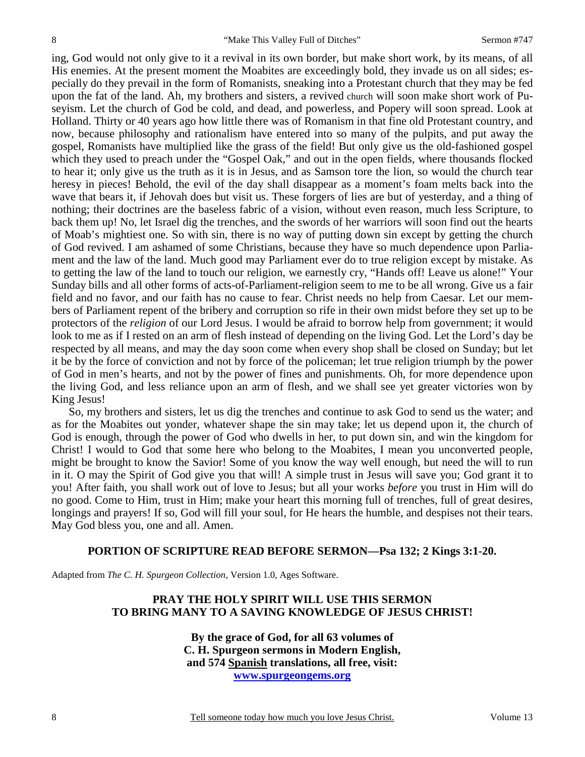ing, God would not only give to it a revival in its own border, but make short work, by its means, of all His enemies. At the present moment the Moabites are exceedingly bold, they invade us on all sides; especially do they prevail in the form of Romanists, sneaking into a Protestant church that they may be fed upon the fat of the land. Ah, my brothers and sisters, a revived church will soon make short work of Puseyism. Let the church of God be cold, and dead, and powerless, and Popery will soon spread. Look at Holland. Thirty or 40 years ago how little there was of Romanism in that fine old Protestant country, and now, because philosophy and rationalism have entered into so many of the pulpits, and put away the gospel, Romanists have multiplied like the grass of the field! But only give us the old-fashioned gospel which they used to preach under the "Gospel Oak," and out in the open fields, where thousands flocked to hear it; only give us the truth as it is in Jesus, and as Samson tore the lion, so would the church tear heresy in pieces! Behold, the evil of the day shall disappear as a moment's foam melts back into the wave that bears it, if Jehovah does but visit us. These forgers of lies are but of yesterday, and a thing of nothing; their doctrines are the baseless fabric of a vision, without even reason, much less Scripture, to back them up! No, let Israel dig the trenches, and the swords of her warriors will soon find out the hearts of Moab's mightiest one. So with sin, there is no way of putting down sin except by getting the church of God revived. I am ashamed of some Christians, because they have so much dependence upon Parliament and the law of the land. Much good may Parliament ever do to true religion except by mistake. As to getting the law of the land to touch our religion, we earnestly cry, "Hands off! Leave us alone!" Your Sunday bills and all other forms of acts-of-Parliament-religion seem to me to be all wrong. Give us a fair field and no favor, and our faith has no cause to fear. Christ needs no help from Caesar. Let our members of Parliament repent of the bribery and corruption so rife in their own midst before they set up to be protectors of the *religion* of our Lord Jesus. I would be afraid to borrow help from government; it would look to me as if I rested on an arm of flesh instead of depending on the living God. Let the Lord's day be respected by all means, and may the day soon come when every shop shall be closed on Sunday; but let it be by the force of conviction and not by force of the policeman; let true religion triumph by the power of God in men's hearts, and not by the power of fines and punishments. Oh, for more dependence upon the living God, and less reliance upon an arm of flesh, and we shall see yet greater victories won by King Jesus!

So, my brothers and sisters, let us dig the trenches and continue to ask God to send us the water; and as for the Moabites out yonder, whatever shape the sin may take; let us depend upon it, the church of God is enough, through the power of God who dwells in her, to put down sin, and win the kingdom for Christ! I would to God that some here who belong to the Moabites, I mean you unconverted people, might be brought to know the Savior! Some of you know the way well enough, but need the will to run in it. O may the Spirit of God give you that will! A simple trust in Jesus will save you; God grant it to you! After faith, you shall work out of love to Jesus; but all your works *before* you trust in Him will do no good. Come to Him, trust in Him; make your heart this morning full of trenches, full of great desires, longings and prayers! If so, God will fill your soul, for He hears the humble, and despises not their tears. May God bless you, one and all. Amen.

**PORTION OF SCRIPTURE READ BEFORE SERMON—Psa 132; 2 Kings 3:1-20.**

Adapted from *The C. H. Spurgeon Collection*, Version 1.0, Ages Software.

**PRAY THE HOLY SPIRIT WILL USE THIS SERMON TO BRING MANY TO A SAVING KNOWLEDGE OF JESUS CHRIST!**

**By the grace of God, for all 63 volumes of C. H. Spurgeon sermons in Modern English, and 574 Spanish translations, all free, visit: www.spurgeongems.org**